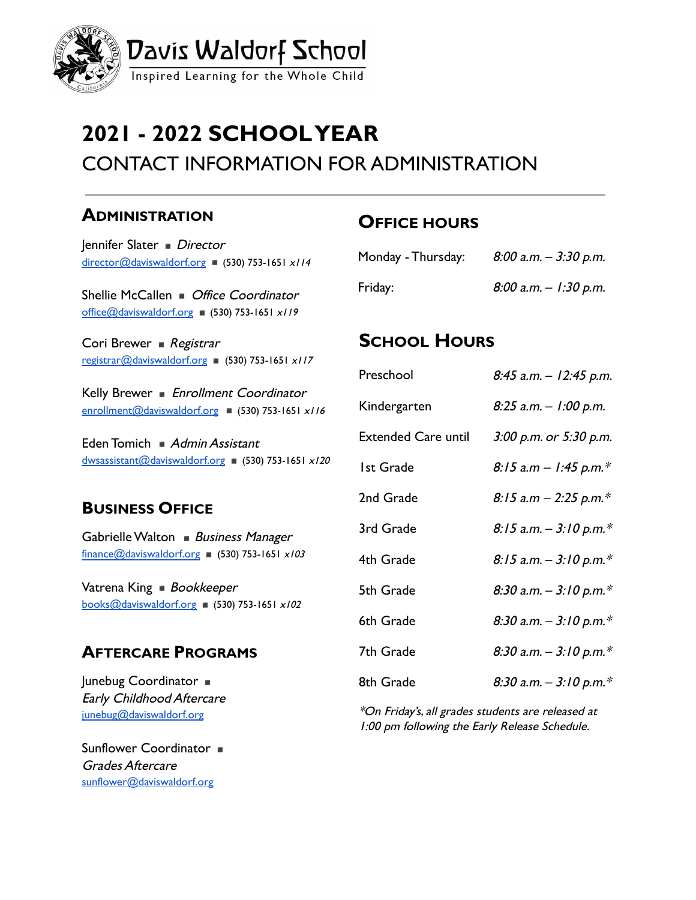# Davis Waldorf School

Inspired Learning for the Whole Child

# 2021 - 2022 SCHOOL YEAR

## CONTACT INFORMATION FOR ADMINISTRATION

---

## Administration

Jennifer Slater ■ *Director*
director@daviswaldorf.org ■ (530) 753-1651 *x114*

Shellie McCallen ■ *Office Coordinator*
office@daviswaldorf.org ■ (530) 753-1651 *x119*

Cori Brewer ■ *Registrar*
registrar@daviswaldorf.org ■ (530) 753-1651 *x117*

Kelly Brewer ■ *Enrollment Coordinator*
enrollment@daviswaldorf.org ■ (530) 753-1651 *x116*

Eden Tomich ■ *Admin Assistant*
dwsassistant@daviswaldorf.org ■ (530) 753-1651 *x120*

## Business Office

Gabrielle Walton ■ *Business Manager*
finance@daviswaldorf.org ■ (530) 753-1651 *x103*

Vatrena King ■ *Bookkeeper*
books@daviswaldorf.org ■ (530) 753-1651 *x102*

## Aftercare Programs

Junebug Coordinator ■
*Early Childhood Aftercare*
junebug@daviswaldorf.org

Sunflower Coordinator ■
*Grades Aftercare*
sunflower@daviswaldorf.org

## Office Hours

| | |
|---|---|
| Monday - Thursday: | *8:00 a.m. – 3:30 p.m.* |
| Friday: | *8:00 a.m. – 1:30 p.m.* |

## School Hours

| | |
|---|---|
| Preschool | *8:45 a.m. – 12:45 p.m.* |
| Kindergarten | *8:25 a.m. – 1:00 p.m.* |
| Extended Care until | *3:00 p.m. or 5:30 p.m.* |
| 1st Grade | *8:15 a.m – 1:45 p.m.** |
| 2nd Grade | *8:15 a.m – 2:25 p.m.** |
| 3rd Grade | *8:15 a.m. – 3:10 p.m.** |
| 4th Grade | *8:15 a.m. – 3:10 p.m.** |
| 5th Grade | *8:30 a.m. – 3:10 p.m.** |
| 6th Grade | *8:30 a.m. – 3:10 p.m.** |
| 7th Grade | *8:30 a.m. – 3:10 p.m.** |
| 8th Grade | *8:30 a.m. – 3:10 p.m.** |

**On Friday's, all grades students are released at 1:00 pm following the Early Release Schedule.*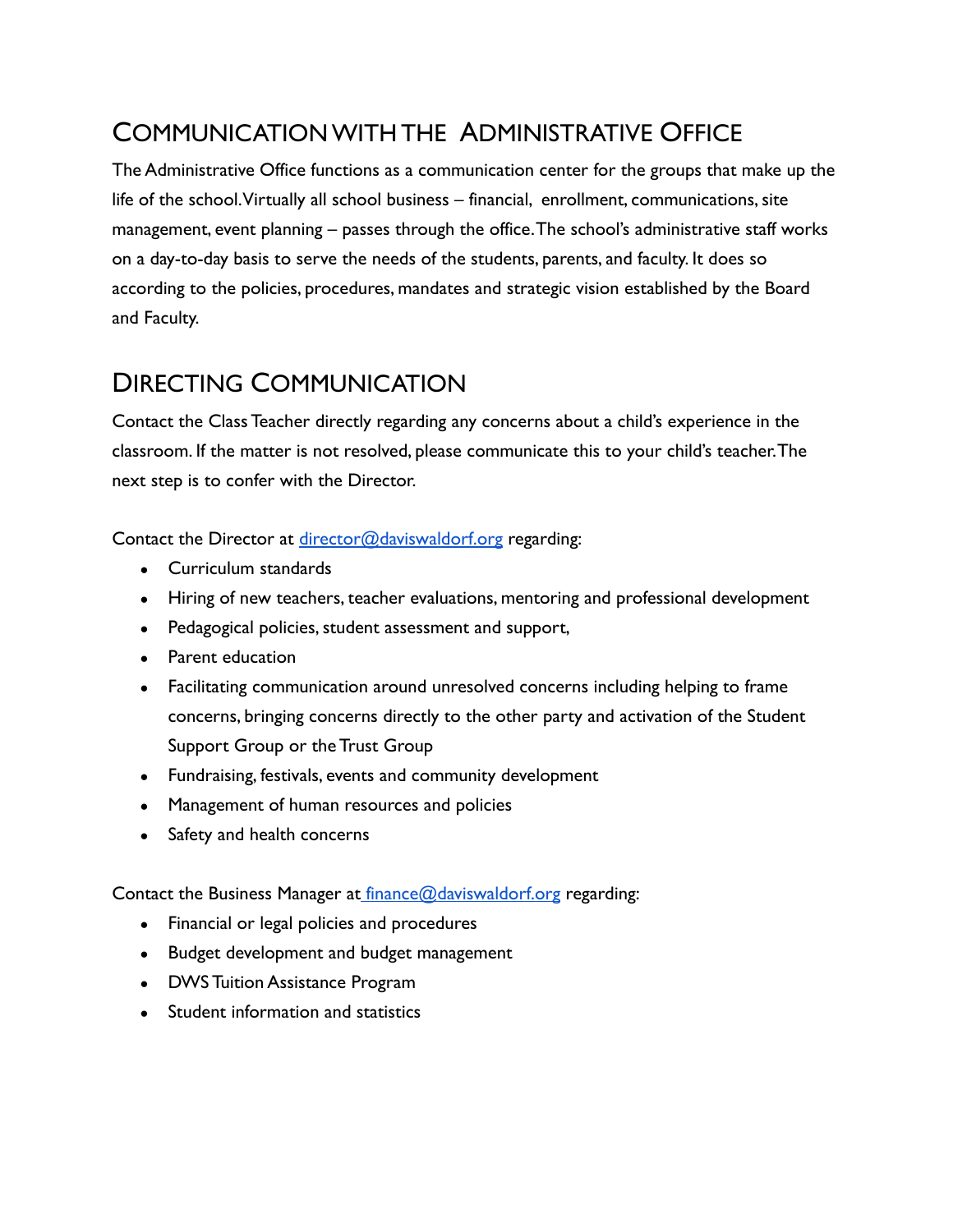## COMMUNICATION WITH THE ADMINISTRATIVE OFFICE

The Administrative Office functions as a communication center for the groups that make up the life of the school. Virtually all school business – financial, enrollment, communications, site management, event planning – passes through the office. The school's administrative staff works on a day-to-day basis to serve the needs of the students, parents, and faculty. It does so according to the policies, procedures, mandates and strategic vision established by the Board and Faculty.

## DIRECTING COMMUNICATION

Contact the Class Teacher directly regarding any concerns about a child's experience in the classroom. If the matter is not resolved, please communicate this to your child's teacher. The next step is to confer with the Director.

Contact the Director at director@daviswaldorf.org regarding:

- Curriculum standards
- Hiring of new teachers, teacher evaluations, mentoring and professional development
- Pedagogical policies, student assessment and support,
- Parent education
- Facilitating communication around unresolved concerns including helping to frame concerns, bringing concerns directly to the other party and activation of the Student Support Group or the Trust Group
- Fundraising, festivals, events and community development
- Management of human resources and policies
- Safety and health concerns

Contact the Business Manager at finance@daviswaldorf.org regarding:

- Financial or legal policies and procedures
- Budget development and budget management
- DWS Tuition Assistance Program
- Student information and statistics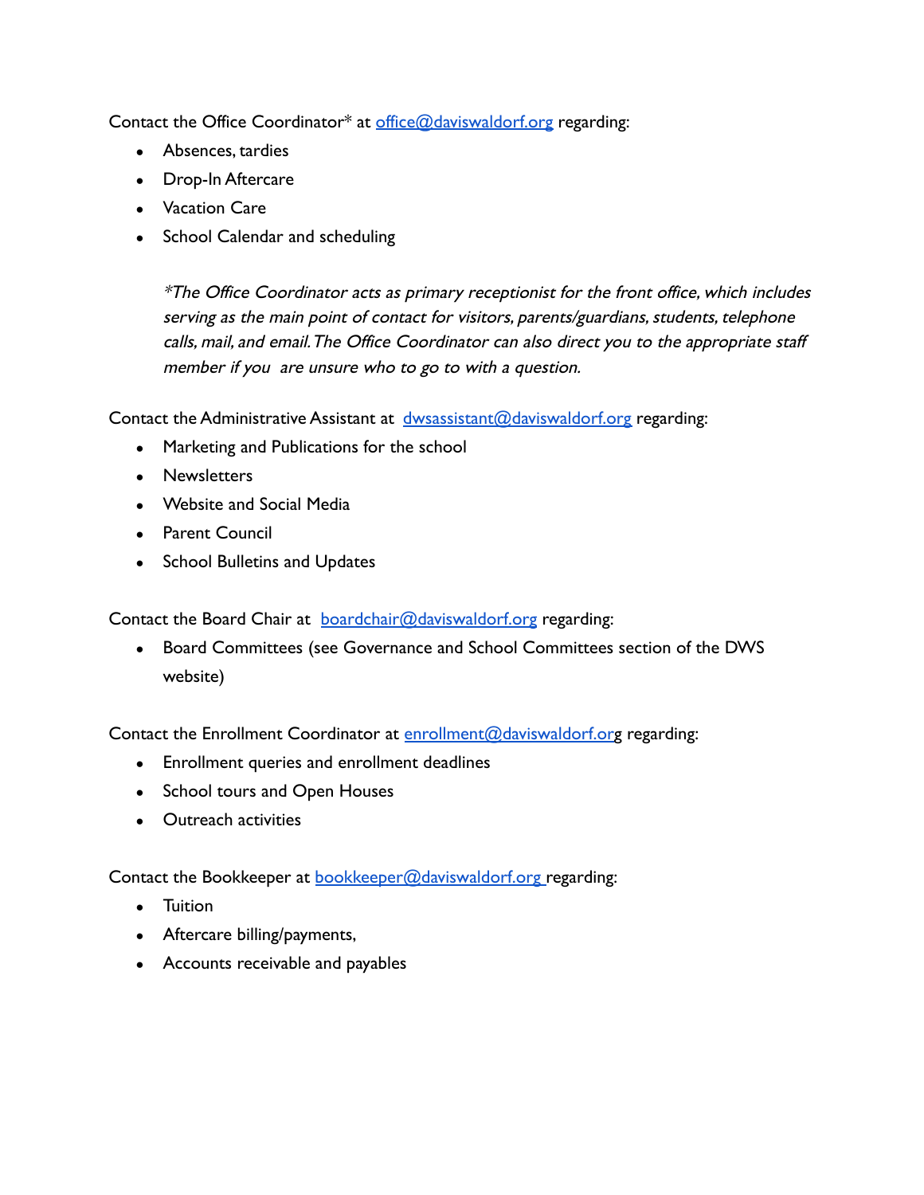Contact the Office Coordinator* at office@daviswaldorf.org regarding:

- Absences, tardies
- Drop-In Aftercare
- Vacation Care
- School Calendar and scheduling

  *\*The Office Coordinator acts as primary receptionist for the front office, which includes serving as the main point of contact for visitors, parents/guardians, students, telephone calls, mail, and email. The Office Coordinator can also direct you to the appropriate staff member if you are unsure who to go to with a question.*

Contact the Administrative Assistant at dwsassistant@daviswaldorf.org regarding:

- Marketing and Publications for the school
- Newsletters
- Website and Social Media
- Parent Council
- School Bulletins and Updates

Contact the Board Chair at boardchair@daviswaldorf.org regarding:

- Board Committees (see Governance and School Committees section of the DWS website)

Contact the Enrollment Coordinator at enrollment@daviswaldorf.org regarding:

- Enrollment queries and enrollment deadlines
- School tours and Open Houses
- Outreach activities

Contact the Bookkeeper at bookkeeper@daviswaldorf.org regarding:

- Tuition
- Aftercare billing/payments,
- Accounts receivable and payables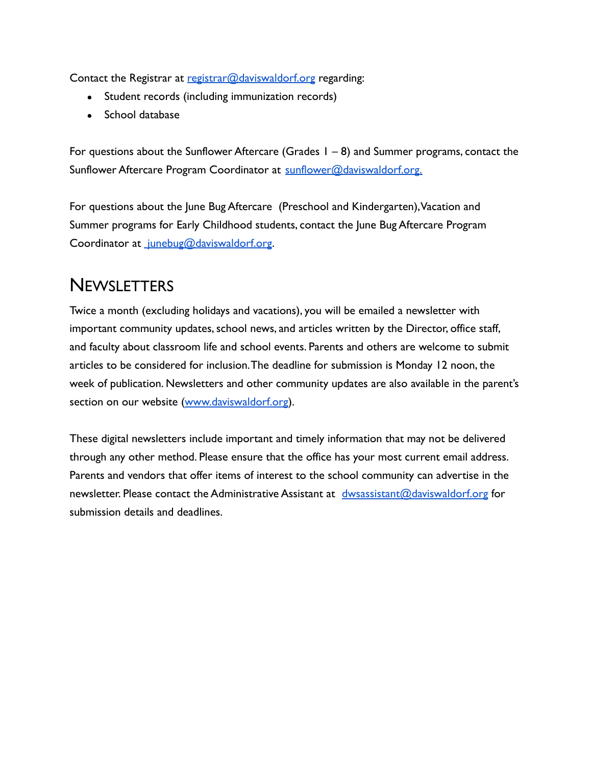Contact the Registrar at registrar@daviswaldorf.org regarding:

- Student records (including immunization records)
- School database

For questions about the Sunflower Aftercare (Grades 1 – 8) and Summer programs, contact the Sunflower Aftercare Program Coordinator at sunflower@daviswaldorf.org.

For questions about the June Bug Aftercare (Preschool and Kindergarten), Vacation and Summer programs for Early Childhood students, contact the June Bug Aftercare Program Coordinator at junebug@daviswaldorf.org.

## NEWSLETTERS

Twice a month (excluding holidays and vacations), you will be emailed a newsletter with important community updates, school news, and articles written by the Director, office staff, and faculty about classroom life and school events. Parents and others are welcome to submit articles to be considered for inclusion. The deadline for submission is Monday 12 noon, the week of publication. Newsletters and other community updates are also available in the parent's section on our website (www.daviswaldorf.org).

These digital newsletters include important and timely information that may not be delivered through any other method. Please ensure that the office has your most current email address. Parents and vendors that offer items of interest to the school community can advertise in the newsletter. Please contact the Administrative Assistant at dwsassistant@daviswaldorf.org for submission details and deadlines.